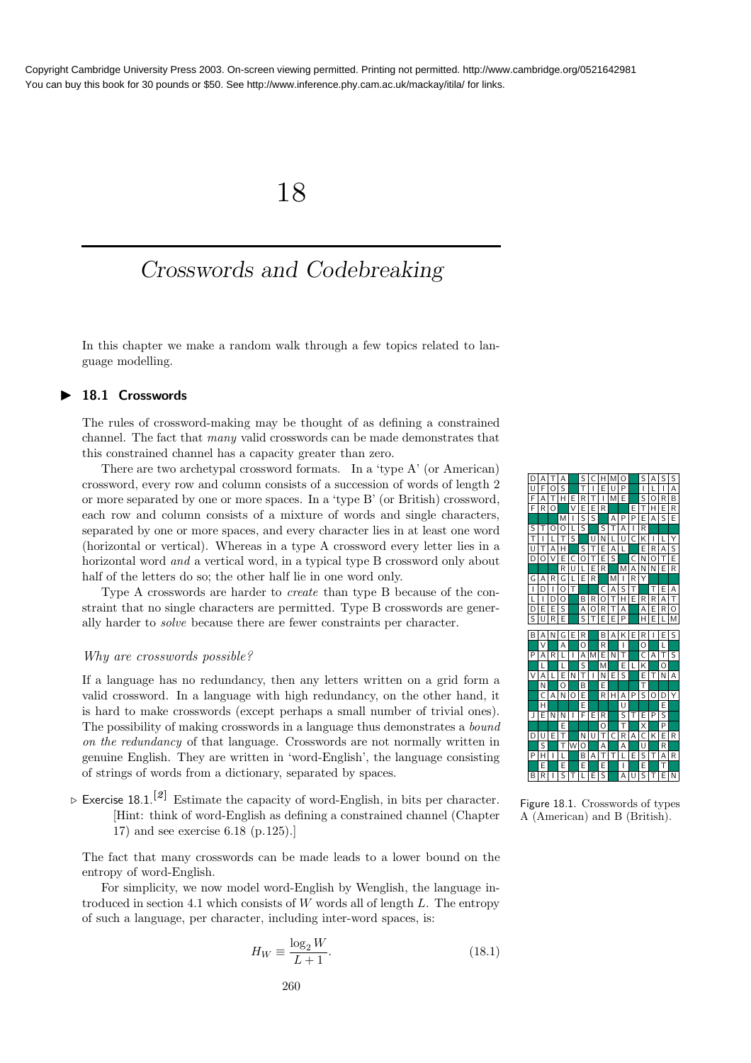# 18

## Crosswords and Codebreaking

In this chapter we make a random walk through a few topics related to language modelling.

### ▶ 18.1 Crosswords

The rules of crossword-making may be thought of as defining a constrained channel. The fact that *many* valid crosswords can be made demonstrates that this constrained channel has a capacity greater than zero.

There are two archetypal crossword formats. In a 'type A' (or American) crossword, every row and column consists of a succession of words of length 2 or more separated by one or more spaces. In a 'type B' (or British) crossword, each row and column consists of a mixture of words and single characters, separated by one or more spaces, and every character lies in at least one word (horizontal or vertical). Whereas in a type A crossword every letter lies in a horizontal word *and* a vertical word, in a typical type B crossword only about half of the letters do so; the other half lie in one word only.

Type A crosswords are harder to *create* than type B because of the constraint that no single characters are permitted. Type B crosswords are generally harder to *solve* because there are fewer constraints per character.

#### *Why are crosswords possible?*

If a language has no redundancy, then any letters written on a grid form a valid crossword. In a language with high redundancy, on the other hand, it is hard to make crosswords (except perhaps a small number of trivial ones). The possibility of making crosswords in a language thus demonstrates a *bound on the redundancy* of that language. Crosswords are not normally written in genuine English. They are written in 'word-English', the language consisting of strings of words from a dictionary, separated by spaces.

▷ Exercise 18.1.[2] Estimate the capacity of word-English, in bits per character. [Hint: think of word-English as defining a constrained channel (Chapter 17) and see exercise 6.18 (p.125).]

The fact that many crosswords can be made leads to a lower bound on the entropy of word-English.

For simplicity, we now model word-English by Wenglish, the language introduced in section 4.1 which consists of $W$ words all of length $L$. The entropy of such a language, per character, including inter-word spaces, is:

$$H_W \equiv \frac{\log_2 W}{L+1}. \tag{18.1}$$

Figure 18.1. Crosswords of types A (American) and B (British).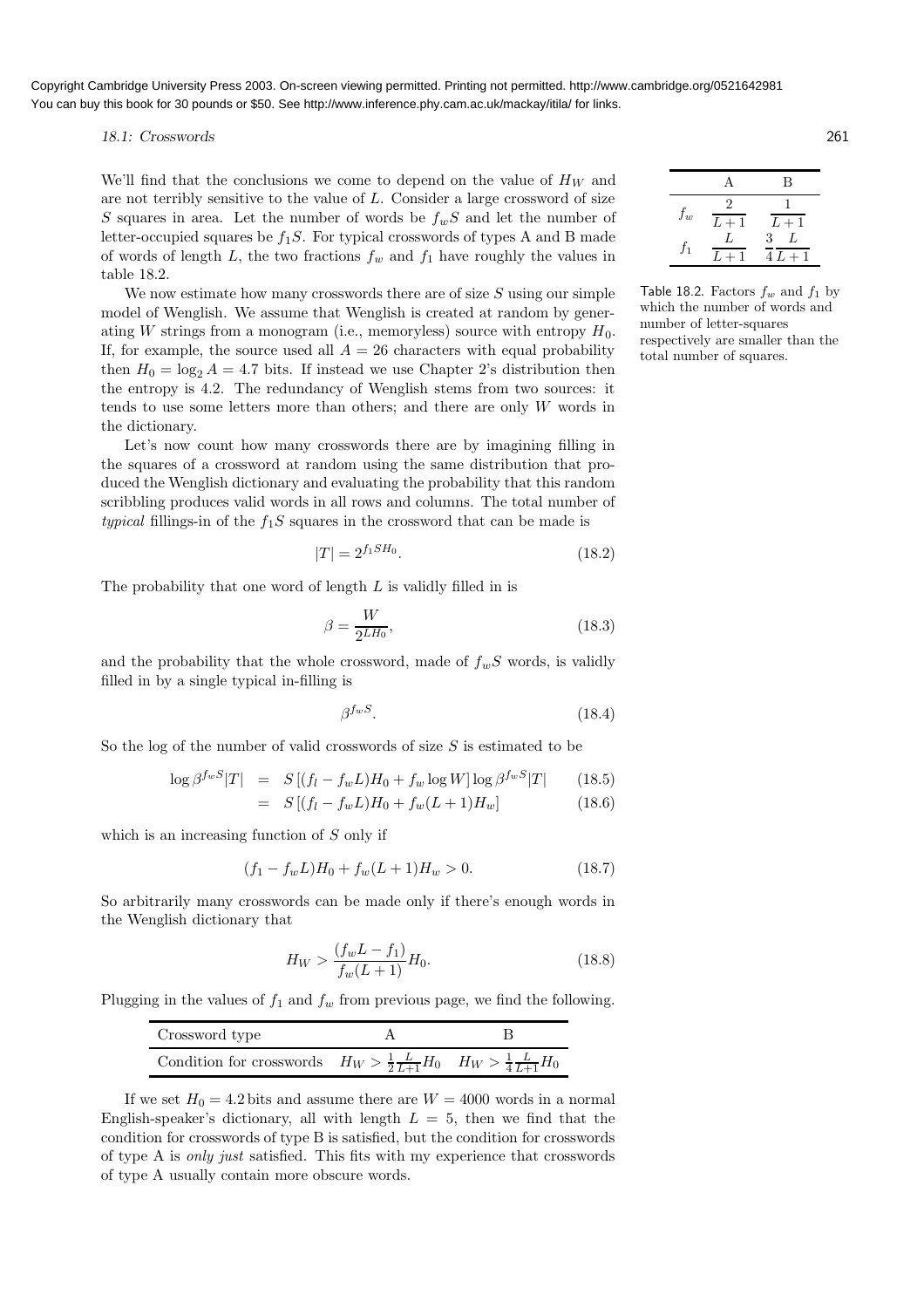We'll find that the conclusions we come to depend on the value of $H_W$ and are not terribly sensitive to the value of $L$. Consider a large crossword of size $S$ squares in area. Let the number of words be $f_w S$ and let the number of letter-occupied squares be $f_1 S$. For typical crosswords of types A and B made of words of length $L$, the two fractions $f_w$ and $f_1$ have roughly the values in table 18.2.

|  | A | B |
|---|---|---|
| $f_w$ | $\frac{2}{L+1}$ | $\frac{1}{L+1}$ |
| $f_1$ | $\frac{L}{L+1}$ | $\frac{3}{4}\frac{L}{L+1}$ |

Table 18.2. Factors $f_w$ and $f_1$ by which the number of words and number of letter-squares respectively are smaller than the total number of squares.

We now estimate how many crosswords there are of size $S$ using our simple model of Wenglish. We assume that Wenglish is created at random by generating $W$ strings from a monogram (i.e., memoryless) source with entropy $H_0$. If, for example, the source used all $A = 26$ characters with equal probability then $H_0 = \log_2 A = 4.7$ bits. If instead we use Chapter 2's distribution then the entropy is 4.2. The redundancy of Wenglish stems from two sources: it tends to use some letters more than others; and there are only $W$ words in the dictionary.

Let's now count how many crosswords there are by imagining filling in the squares of a crossword at random using the same distribution that produced the Wenglish dictionary and evaluating the probability that this random scribbling produces valid words in all rows and columns. The total number of *typical* fillings-in of the $f_1 S$ squares in the crossword that can be made is

$$|T| = 2^{f_1 S H_0}. \tag{18.2}$$

The probability that one word of length $L$ is validly filled in is

$$\beta = \frac{W}{2^{L H_0}}, \tag{18.3}$$

and the probability that the whole crossword, made of $f_w S$ words, is validly filled in by a single typical in-filling is

$$\beta^{f_w S}. \tag{18.4}$$

So the log of the number of valid crosswords of size $S$ is estimated to be

$$\log \beta^{f_w S}|T| \;=\; S\left[(f_l - f_w L)H_0 + f_w \log W\right] \log \beta^{f_w S}|T| \tag{18.5}$$

$$=\; S\left[(f_l - f_w L)H_0 + f_w (L+1) H_w\right] \tag{18.6}$$

which is an increasing function of $S$ only if

$$(f_1 - f_w L)H_0 + f_w (L+1) H_w > 0. \tag{18.7}$$

So arbitrarily many crosswords can be made only if there's enough words in the Wenglish dictionary that

$$H_W > \frac{(f_w L - f_1)}{f_w (L+1)} H_0. \tag{18.8}$$

Plugging in the values of $f_1$ and $f_w$ from previous page, we find the following.

| Crossword type | A | B |
|---|---|---|
| Condition for crosswords | $H_W > \frac{1}{2}\frac{L}{L+1} H_0$ | $H_W > \frac{1}{4}\frac{L}{L+1} H_0$ |

If we set $H_0 = 4.2$ bits and assume there are $W = 4000$ words in a normal English-speaker's dictionary, all with length $L = 5$, then we find that the condition for crosswords of type B is satisfied, but the condition for crosswords of type A is *only just* satisfied. This fits with my experience that crosswords of type A usually contain more obscure words.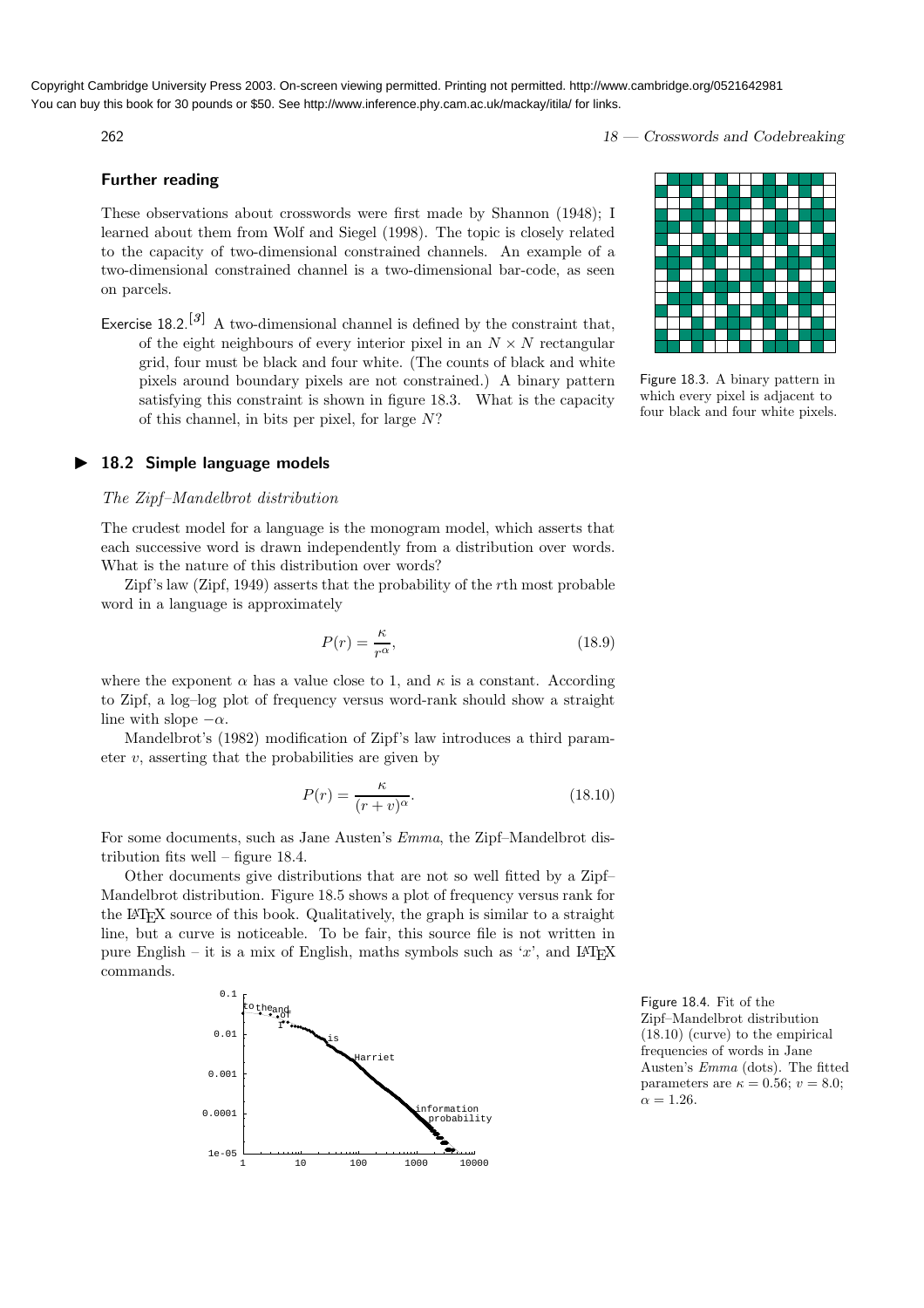Copyright Cambridge University Press 2003. On-screen viewing permitted. Printing not permitted. http://www.cambridge.org/0521642981
You can buy this book for 30 pounds or $50. See http://www.inference.phy.cam.ac.uk/mackay/itila/ for links.

## Further reading

These observations about crosswords were first made by Shannon (1948); I learned about them from Wolf and Siegel (1998). The topic is closely related to the capacity of two-dimensional constrained channels. An example of a two-dimensional constrained channel is a two-dimensional bar-code, as seen on parcels.

Exercise 18.2.[3] A two-dimensional channel is defined by the constraint that, of the eight neighbours of every interior pixel in an $N \times N$ rectangular grid, four must be black and four white. (The counts of black and white pixels around boundary pixels are not constrained.) A binary pattern satisfying this constraint is shown in figure 18.3. What is the capacity of this channel, in bits per pixel, for large $N$?

Figure 18.3. A binary pattern in which every pixel is adjacent to four black and four white pixels.

## ▶ 18.2 Simple language models

### *The Zipf–Mandelbrot distribution*

The crudest model for a language is the monogram model, which asserts that each successive word is drawn independently from a distribution over words. What is the nature of this distribution over words?

Zipf's law (Zipf, 1949) asserts that the probability of the $r$th most probable word in a language is approximately

$$P(r) = \frac{\kappa}{r^{\alpha}}, \tag{18.9}$$

where the exponent $\alpha$ has a value close to 1, and $\kappa$ is a constant. According to Zipf, a log–log plot of frequency versus word-rank should show a straight line with slope $-\alpha$.

Mandelbrot's (1982) modification of Zipf's law introduces a third parameter $v$, asserting that the probabilities are given by

$$P(r) = \frac{\kappa}{(r+v)^{\alpha}}. \tag{18.10}$$

For some documents, such as Jane Austen's *Emma*, the Zipf–Mandelbrot distribution fits well – figure 18.4.

Other documents give distributions that are not so well fitted by a Zipf–Mandelbrot distribution. Figure 18.5 shows a plot of frequency versus rank for the LaTeX source of this book. Qualitatively, the graph is similar to a straight line, but a curve is noticeable. To be fair, this source file is not written in pure English – it is a mix of English, maths symbols such as '$x$', and LaTeX commands.

0.1
0.01
0.001
0.0001
1e-05
1
10
100
1000
10000
to
the
and
of
I
is
Harriet
information
probability

Figure 18.4. Fit of the Zipf–Mandelbrot distribution (18.10) (curve) to the empirical frequencies of words in Jane Austen's *Emma* (dots). The fitted parameters are $\kappa = 0.56$; $v = 8.0$; $\alpha = 1.26$.